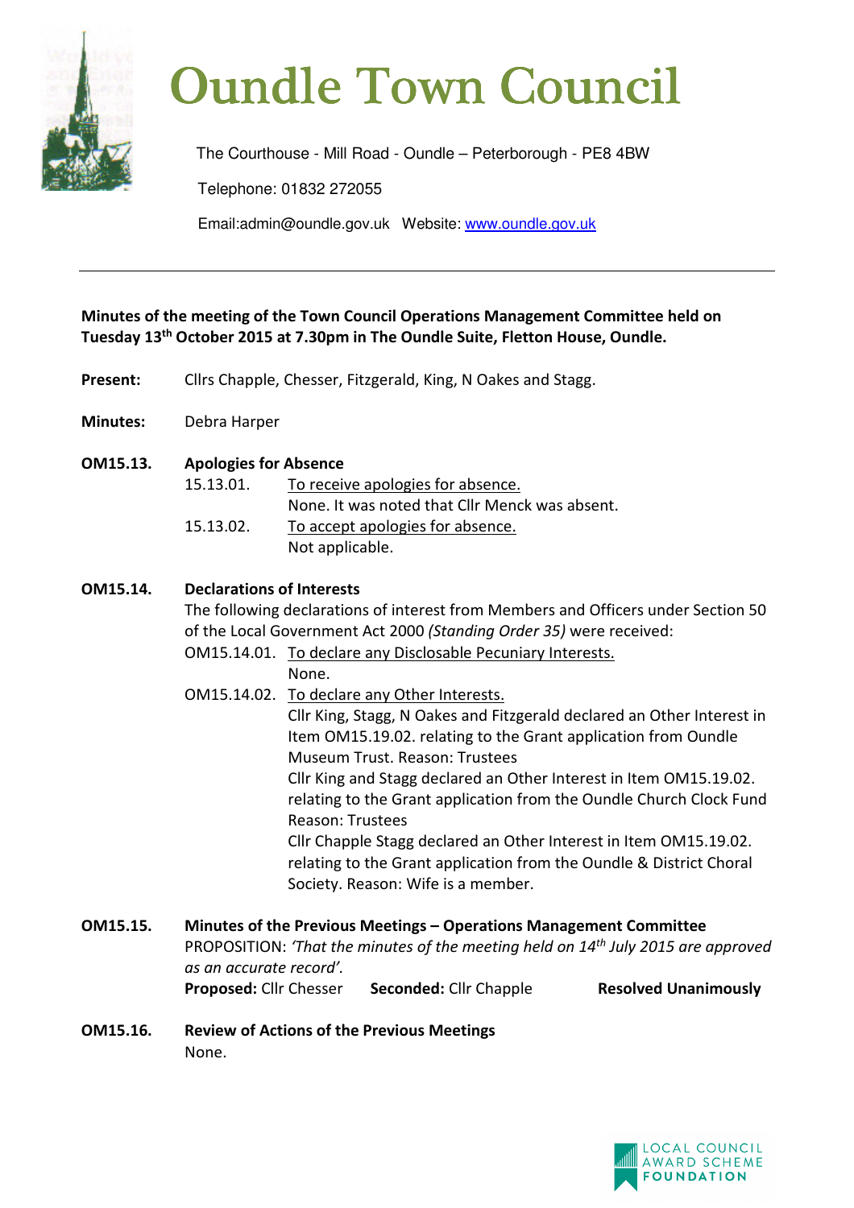# Oundle Town Council

The Courthouse - Mill Road - Oundle – Peterborough - PE8 4BW

Telephone: 01832 272055

Email:admin@oundle.gov.uk Website: www.oundle.gov.uk

---

**Minutes of the meeting of the Town Council Operations Management Committee held on Tuesday 13th October 2015 at 7.30pm in The Oundle Suite, Fletton House, Oundle.**

**Present:** Cllrs Chapple, Chesser, Fitzgerald, King, N Oakes and Stagg.

**Minutes:** Debra Harper

**OM15.13. Apologies for Absence**

15.13.01. To receive apologies for absence.
None. It was noted that Cllr Menck was absent.

15.13.02. To accept apologies for absence.
Not applicable.

**OM15.14. Declarations of Interests**

The following declarations of interest from Members and Officers under Section 50 of the Local Government Act 2000 *(Standing Order 35)* were received:

OM15.14.01. To declare any Disclosable Pecuniary Interests.
None.

OM15.14.02. To declare any Other Interests.
Cllr King, Stagg, N Oakes and Fitzgerald declared an Other Interest in Item OM15.19.02. relating to the Grant application from Oundle Museum Trust. Reason: Trustees
Cllr King and Stagg declared an Other Interest in Item OM15.19.02. relating to the Grant application from the Oundle Church Clock Fund Reason: Trustees
Cllr Chapple Stagg declared an Other Interest in Item OM15.19.02. relating to the Grant application from the Oundle & District Choral Society. Reason: Wife is a member.

**OM15.15. Minutes of the Previous Meetings – Operations Management Committee**

PROPOSITION: *'That the minutes of the meeting held on 14th July 2015 are approved as an accurate record'.*

**Proposed:** Cllr Chesser **Seconded:** Cllr Chapple **Resolved Unanimously**

**OM15.16. Review of Actions of the Previous Meetings**

None.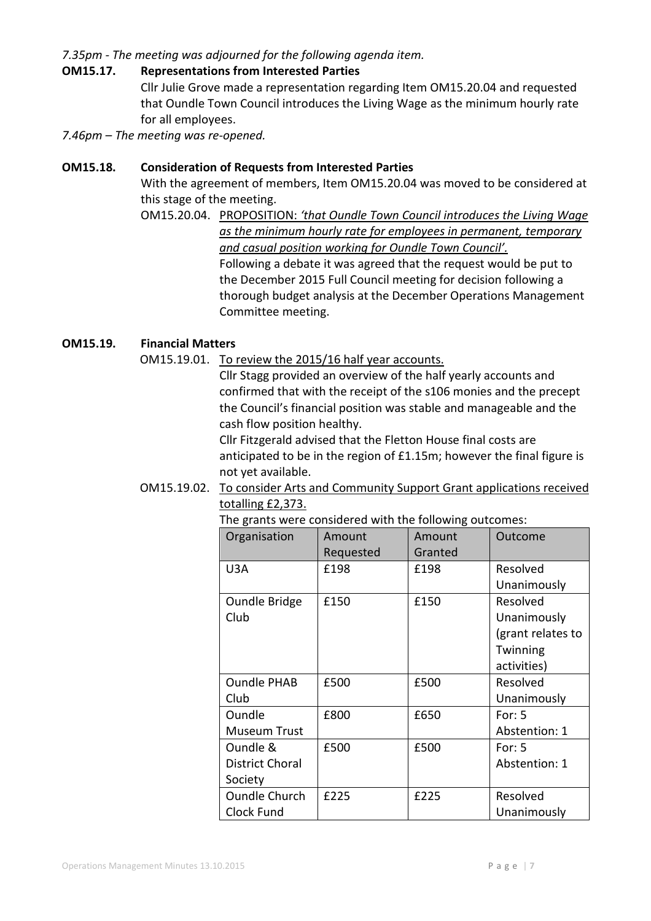*7.35pm - The meeting was adjourned for the following agenda item.*

**OM15.17. Representations from Interested Parties**

Cllr Julie Grove made a representation regarding Item OM15.20.04 and requested that Oundle Town Council introduces the Living Wage as the minimum hourly rate for all employees.

*7.46pm – The meeting was re-opened.*

**OM15.18. Consideration of Requests from Interested Parties**

With the agreement of members, Item OM15.20.04 was moved to be considered at this stage of the meeting.

OM15.20.04. PROPOSITION: *'that Oundle Town Council introduces the Living Wage as the minimum hourly rate for employees in permanent, temporary and casual position working for Oundle Town Council'.*

Following a debate it was agreed that the request would be put to the December 2015 Full Council meeting for decision following a thorough budget analysis at the December Operations Management Committee meeting.

**OM15.19. Financial Matters**

OM15.19.01. To review the 2015/16 half year accounts.

Cllr Stagg provided an overview of the half yearly accounts and confirmed that with the receipt of the s106 monies and the precept the Council's financial position was stable and manageable and the cash flow position healthy.

Cllr Fitzgerald advised that the Fletton House final costs are anticipated to be in the region of £1.15m; however the final figure is not yet available.

OM15.19.02. To consider Arts and Community Support Grant applications received totalling £2,373.

The grants were considered with the following outcomes:

| Organisation | Amount Requested | Amount Granted | Outcome |
|---|---|---|---|
| U3A | £198 | £198 | Resolved Unanimously |
| Oundle Bridge Club | £150 | £150 | Resolved Unanimously (grant relates to Twinning activities) |
| Oundle PHAB Club | £500 | £500 | Resolved Unanimously |
| Oundle Museum Trust | £800 | £650 | For: 5 Abstention: 1 |
| Oundle & District Choral Society | £500 | £500 | For: 5 Abstention: 1 |
| Oundle Church Clock Fund | £225 | £225 | Resolved Unanimously |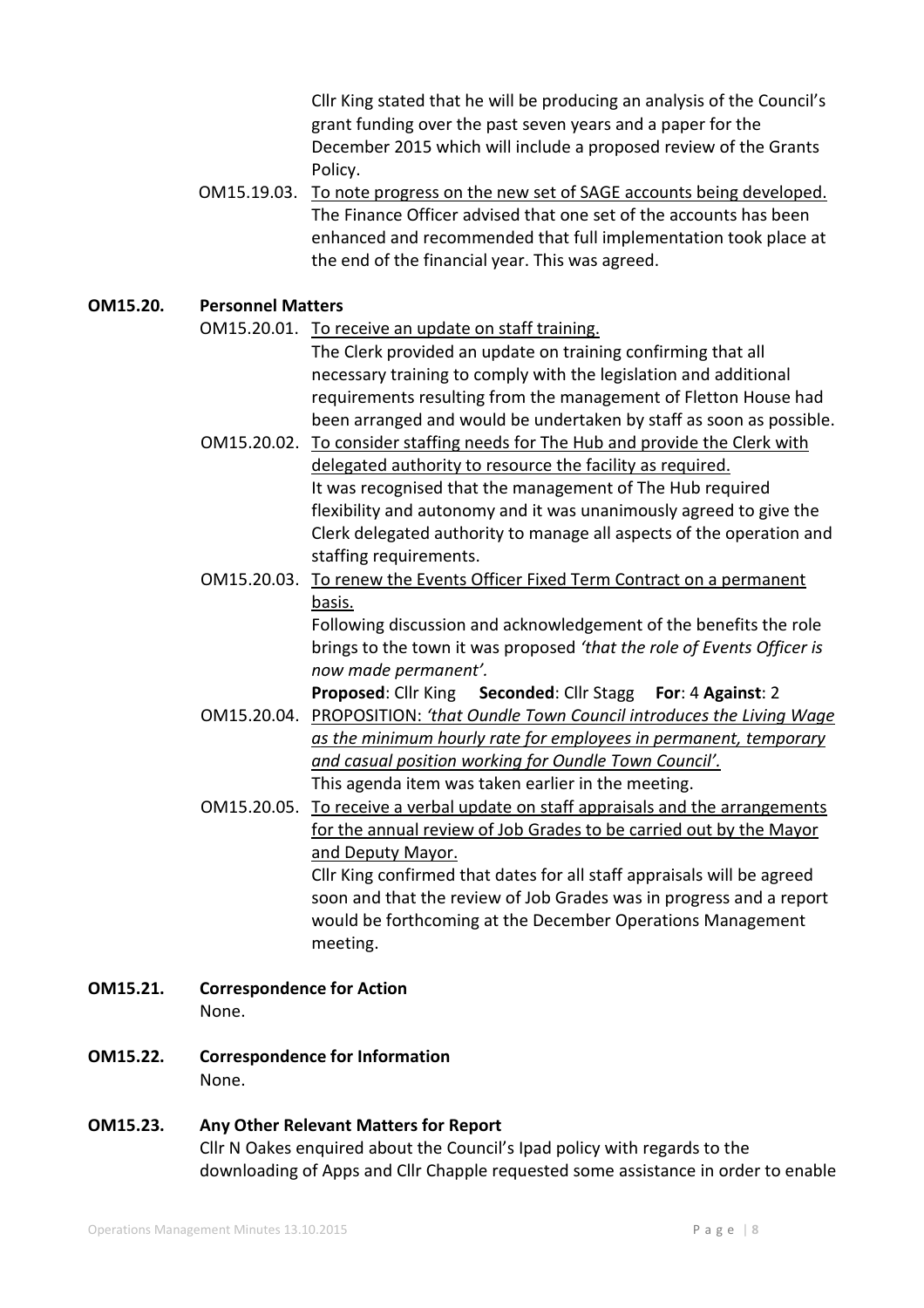Cllr King stated that he will be producing an analysis of the Council's grant funding over the past seven years and a paper for the December 2015 which will include a proposed review of the Grants Policy.

OM15.19.03. To note progress on the new set of SAGE accounts being developed.
The Finance Officer advised that one set of the accounts has been enhanced and recommended that full implementation took place at the end of the financial year. This was agreed.

**OM15.20. Personnel Matters**

OM15.20.01. To receive an update on staff training.
The Clerk provided an update on training confirming that all necessary training to comply with the legislation and additional requirements resulting from the management of Fletton House had been arranged and would be undertaken by staff as soon as possible.

OM15.20.02. To consider staffing needs for The Hub and provide the Clerk with delegated authority to resource the facility as required.
It was recognised that the management of The Hub required flexibility and autonomy and it was unanimously agreed to give the Clerk delegated authority to manage all aspects of the operation and staffing requirements.

OM15.20.03. To renew the Events Officer Fixed Term Contract on a permanent basis.
Following discussion and acknowledgement of the benefits the role brings to the town it was proposed *'that the role of Events Officer is now made permanent'.*
**Proposed**: Cllr King **Seconded**: Cllr Stagg **For**: 4 **Against**: 2

OM15.20.04. PROPOSITION: *'that Oundle Town Council introduces the Living Wage as the minimum hourly rate for employees in permanent, temporary and casual position working for Oundle Town Council'.*
This agenda item was taken earlier in the meeting.

OM15.20.05. To receive a verbal update on staff appraisals and the arrangements for the annual review of Job Grades to be carried out by the Mayor and Deputy Mayor.
Cllr King confirmed that dates for all staff appraisals will be agreed soon and that the review of Job Grades was in progress and a report would be forthcoming at the December Operations Management meeting.

**OM15.21. Correspondence for Action**
None.

**OM15.22. Correspondence for Information**
None.

**OM15.23. Any Other Relevant Matters for Report**
Cllr N Oakes enquired about the Council's Ipad policy with regards to the downloading of Apps and Cllr Chapple requested some assistance in order to enable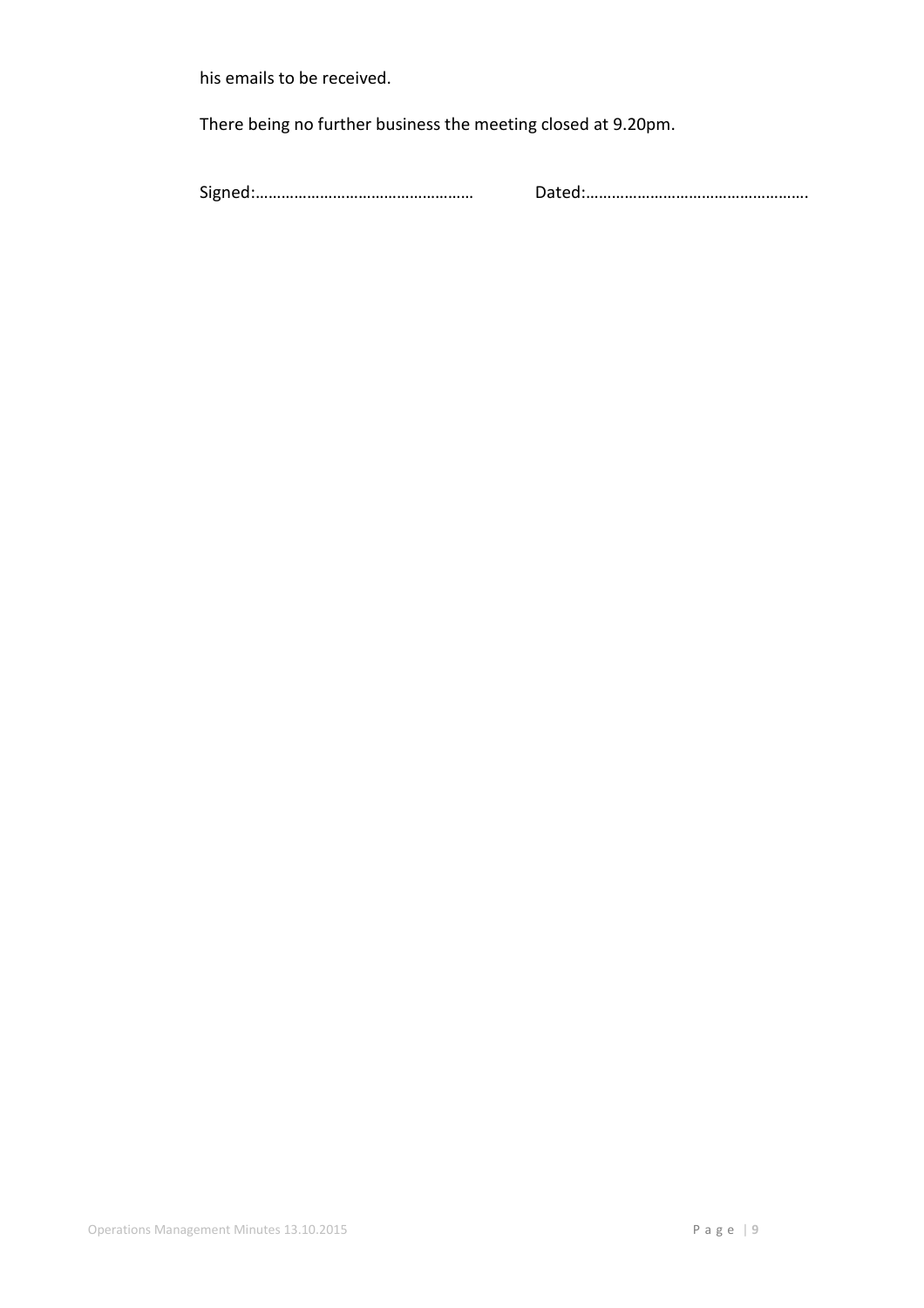his emails to be received.

There being no further business the meeting closed at 9.20pm.

Signed:…………………………………………… Dated:…………………………………………….